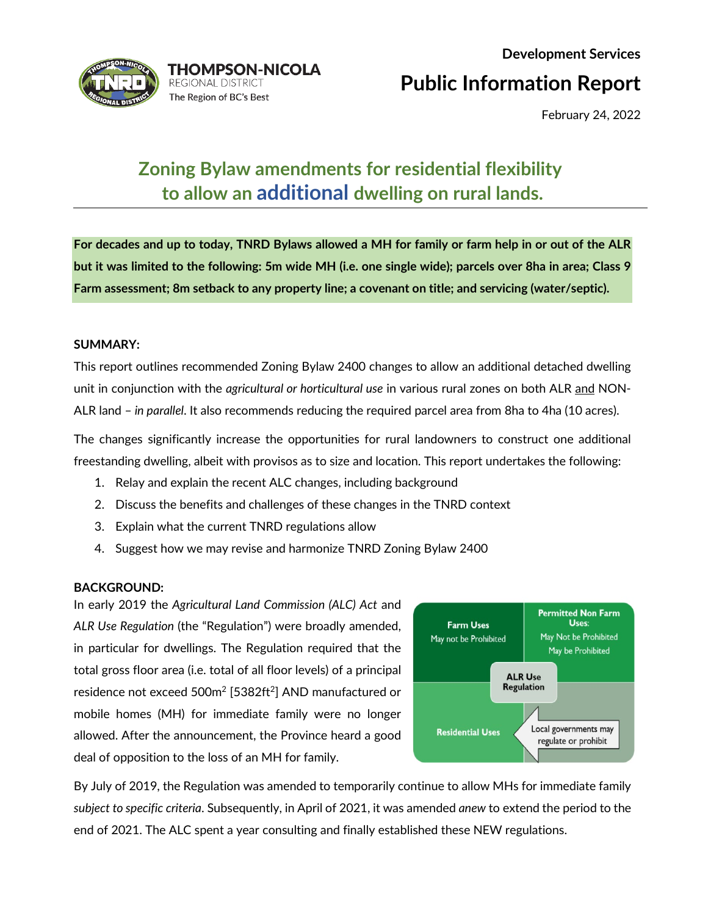Development Services

# Public Information Report

February 24, 2022

## Zoning Bylaw amendments for residential flexibility to allow an additional dwelling on rural lands.

**For decades and up to today, TNRD Bylaws allowed a MH for family or farm help in or out of the ALR but it was limited to the following: 5m wide MH (i.e. one single wide); parcels over 8ha in area; Class 9 Farm assessment; 8m setback to any property line; a covenant on title; and servicing (water/septic).**

### SUMMARY:

This report outlines recommended Zoning Bylaw 2400 changes to allow an additional detached dwelling unit in conjunction with the *agricultural or horticultural use* in various rural zones on both ALR and NON-ALR land – *in parallel*. It also recommends reducing the required parcel area from 8ha to 4ha (10 acres).

The changes significantly increase the opportunities for rural landowners to construct one additional freestanding dwelling, albeit with provisos as to size and location. This report undertakes the following:

1. Relay and explain the recent ALC changes, including background
2. Discuss the benefits and challenges of these changes in the TNRD context
3. Explain what the current TNRD regulations allow
4. Suggest how we may revise and harmonize TNRD Zoning Bylaw 2400

### BACKGROUND:

In early 2019 the *Agricultural Land Commission (ALC) Act* and *ALR Use Regulation* (the "Regulation") were broadly amended, in particular for dwellings. The Regulation required that the total gross floor area (i.e. total of all floor levels) of a principal residence not exceed 500m$^2$ [5382ft$^2$] AND manufactured or mobile homes (MH) for immediate family were no longer allowed. After the announcement, the Province heard a good deal of opposition to the loss of an MH for family.

| Farm Uses<br>May not be Prohibited | Permitted Non Farm Uses:<br>May Not be Prohibited<br>May be Prohibited |
|---|---|
| ALR Use Regulation | |
| Residential Uses | Local governments may regulate or prohibit |

By July of 2019, the Regulation was amended to temporarily continue to allow MHs for immediate family *subject to specific criteria*. Subsequently, in April of 2021, it was amended *anew* to extend the period to the end of 2021. The ALC spent a year consulting and finally established these NEW regulations.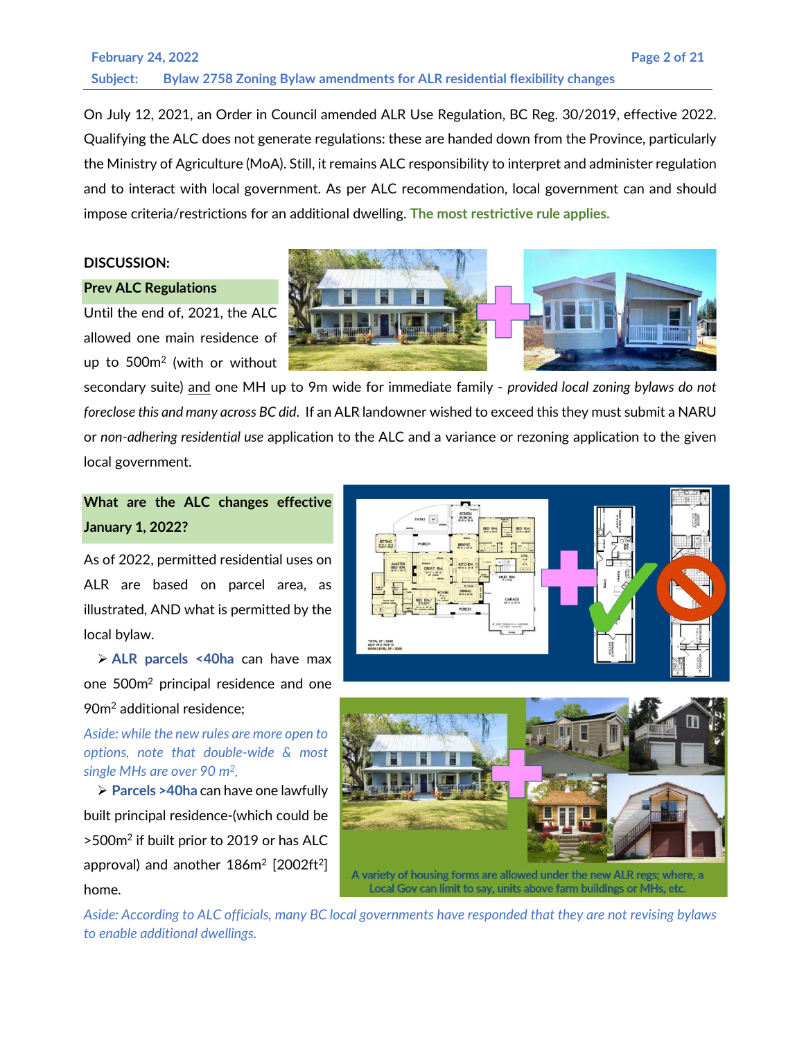On July 12, 2021, an Order in Council amended ALR Use Regulation, BC Reg. 30/2019, effective 2022. Qualifying the ALC does not generate regulations: these are handed down from the Province, particularly the Ministry of Agriculture (MoA). Still, it remains ALC responsibility to interpret and administer regulation and to interact with local government. As per ALC recommendation, local government can and should impose criteria/restrictions for an additional dwelling. **The most restrictive rule applies.**

**DISCUSSION:**

**Prev ALC Regulations**

Until the end of, 2021, the ALC allowed one main residence of up to 500m$^2$ (with or without secondary suite) and one MH up to 9m wide for immediate family - *provided local zoning bylaws do not foreclose this and many across BC did*. If an ALR landowner wished to exceed this they must submit a NARU or *non-adhering residential use* application to the ALC and a variance or rezoning application to the given local government.

**What are the ALC changes effective January 1, 2022?**

As of 2022, permitted residential uses on ALR are based on parcel area, as illustrated, AND what is permitted by the local bylaw.

- **ALR parcels <40ha** can have max one 500m$^2$ principal residence and one 90m$^2$ additional residence;

*Aside: while the new rules are more open to options, note that double-wide & most single MHs are over 90 m$^2$.*

- **Parcels >40ha** can have one lawfully built principal residence-(which could be >500m$^2$ if built prior to 2019 or has ALC approval) and another 186m$^2$ [2002ft$^2$] home.

A variety of housing forms are allowed under the new ALR regs; where, a Local Gov can limit to say, units above farm buildings or MHs, etc.

*Aside: According to ALC officials, many BC local governments have responded that they are not revising bylaws to enable additional dwellings.*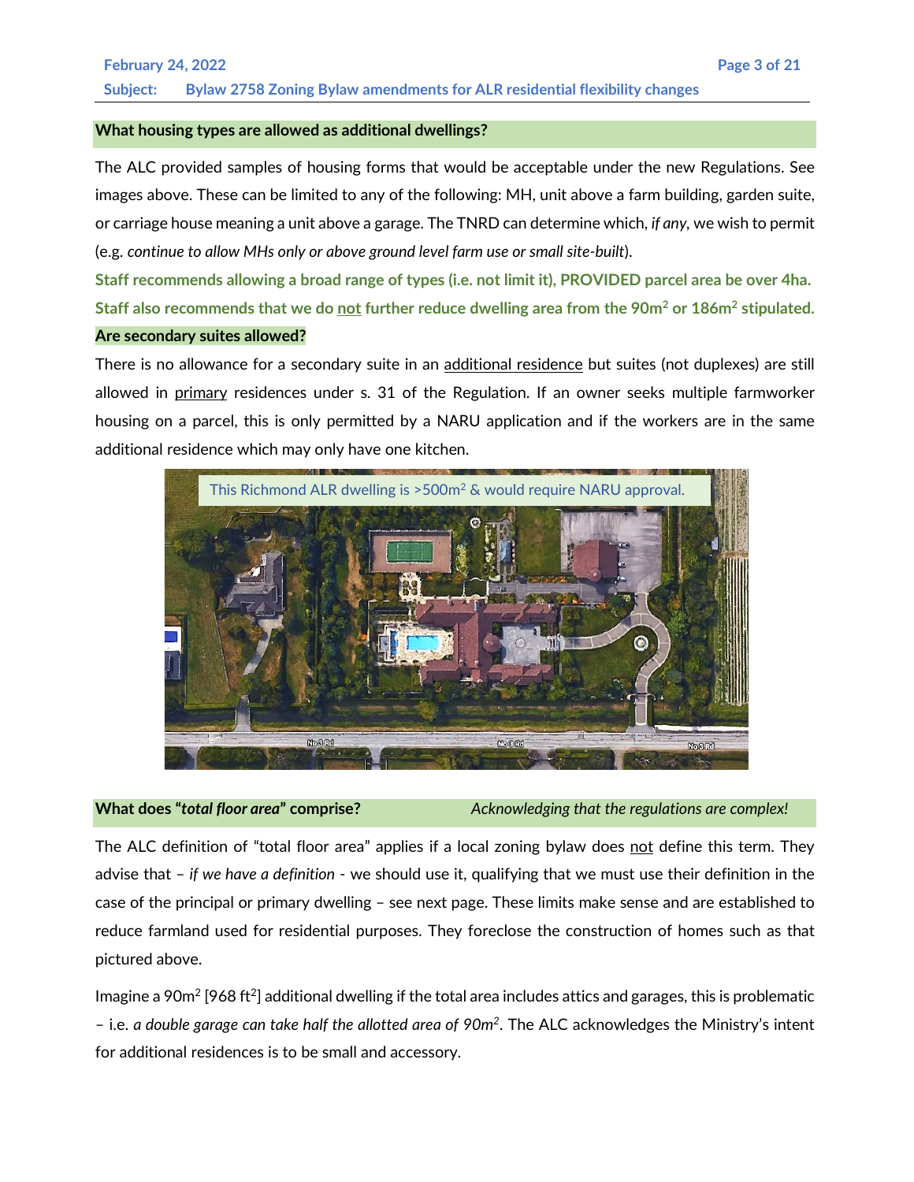### What housing types are allowed as additional dwellings?

The ALC provided samples of housing forms that would be acceptable under the new Regulations. See images above. These can be limited to any of the following: MH, unit above a farm building, garden suite, or carriage house meaning a unit above a garage. The TNRD can determine which, *if any*, we wish to permit (e.g. *continue to allow MHs only or above ground level farm use or small site-built*).

**Staff recommends allowing a broad range of types (i.e. not limit it), PROVIDED parcel area be over 4ha.**
**Staff also recommends that we do not further reduce dwelling area from the 90m$^2$ or 186m$^2$ stipulated.**

### Are secondary suites allowed?

There is no allowance for a secondary suite in an additional residence but suites (not duplexes) are still allowed in primary residences under s. 31 of the Regulation. If an owner seeks multiple farmworker housing on a parcel, this is only permitted by a NARU application and if the workers are in the same additional residence which may only have one kitchen.

This Richmond ALR dwelling is >500m$^2$ & would require NARU approval.

### What does "*total floor area*" comprise?

*Acknowledging that the regulations are complex!*

The ALC definition of "total floor area" applies if a local zoning bylaw does not define this term. They advise that – *if we have a definition* - we should use it, qualifying that we must use their definition in the case of the principal or primary dwelling – see next page. These limits make sense and are established to reduce farmland used for residential purposes. They foreclose the construction of homes such as that pictured above.

Imagine a 90m$^2$ [968 ft$^2$] additional dwelling if the total area includes attics and garages, this is problematic – i.e. *a double garage can take half the allotted area of 90m$^2$*. The ALC acknowledges the Ministry's intent for additional residences is to be small and accessory.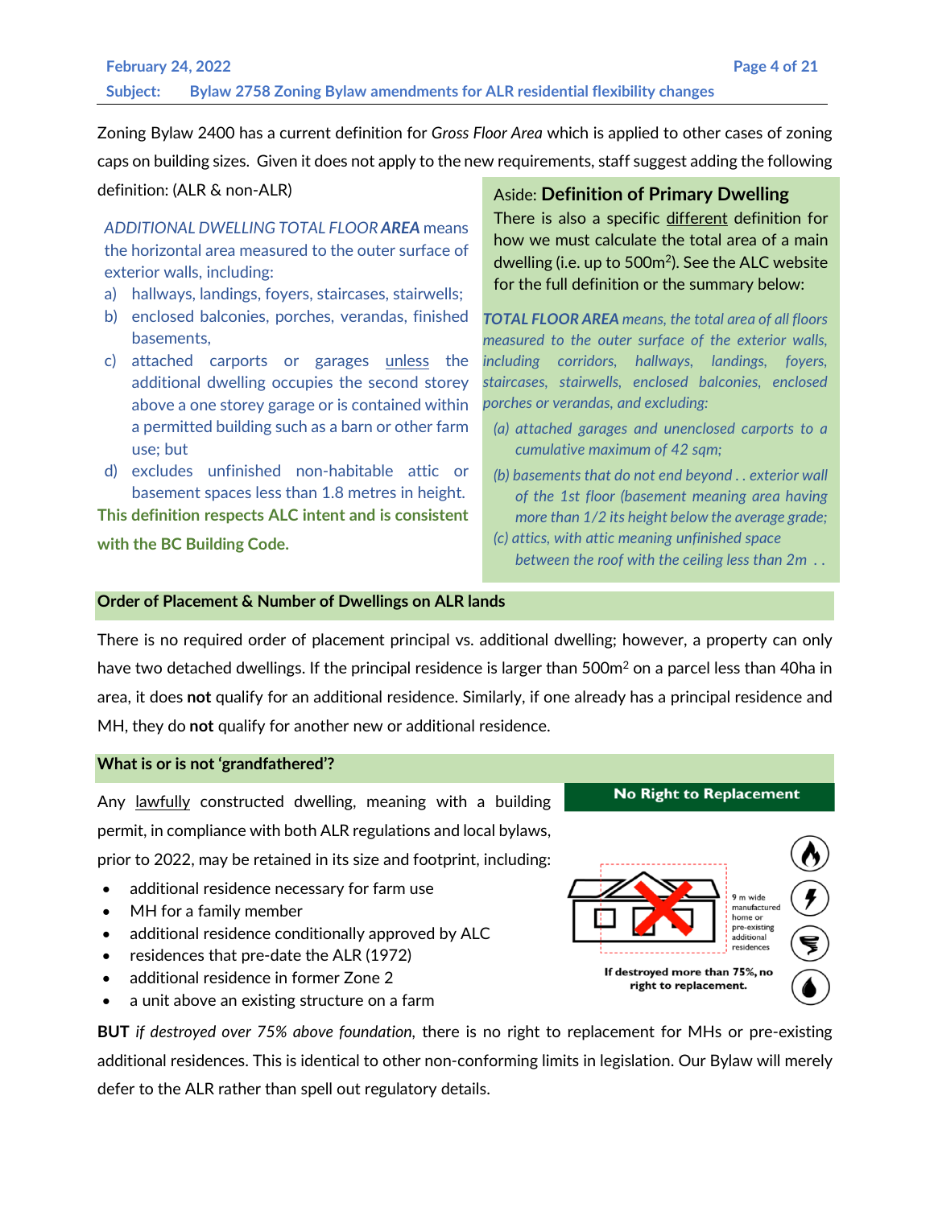Zoning Bylaw 2400 has a current definition for *Gross Floor Area* which is applied to other cases of zoning caps on building sizes. Given it does not apply to the new requirements, staff suggest adding the following definition: (ALR & non-ALR)

*ADDITIONAL DWELLING TOTAL FLOOR* ***AREA*** means the horizontal area measured to the outer surface of exterior walls, including:

a) hallways, landings, foyers, staircases, stairwells;
b) enclosed balconies, porches, verandas, finished basements,
c) attached carports or garages unless the additional dwelling occupies the second storey above a one storey garage or is contained within a permitted building such as a barn or other farm use; but
d) excludes unfinished non-habitable attic or basement spaces less than 1.8 metres in height.

**This definition respects ALC intent and is consistent with the BC Building Code.**

Aside: **Definition of Primary Dwelling**

There is also a specific different definition for how we must calculate the total area of a main dwelling (i.e. up to 500m$^2$). See the ALC website for the full definition or the summary below:

***TOTAL FLOOR AREA*** *means, the total area of all floors measured to the outer surface of the exterior walls, including corridors, hallways, landings, foyers, staircases, stairwells, enclosed balconies, enclosed porches or verandas, and excluding:*

*(a) attached garages and unenclosed carports to a cumulative maximum of 42 sqm;*
*(b) basements that do not end beyond . . exterior wall of the 1st floor (basement meaning area having more than 1/2 its height below the average grade;*
*(c) attics, with attic meaning unfinished space between the roof with the ceiling less than 2m . .*

## Order of Placement & Number of Dwellings on ALR lands

There is no required order of placement principal vs. additional dwelling; however, a property can only have two detached dwellings. If the principal residence is larger than 500m$^2$ on a parcel less than 40ha in area, it does **not** qualify for an additional residence. Similarly, if one already has a principal residence and MH, they do **not** qualify for another new or additional residence.

## What is or is not 'grandfathered'?

Any lawfully constructed dwelling, meaning with a building permit, in compliance with both ALR regulations and local bylaws, prior to 2022, may be retained in its size and footprint, including:

- additional residence necessary for farm use
- MH for a family member
- additional residence conditionally approved by ALC
- residences that pre-date the ALR (1972)
- additional residence in former Zone 2
- a unit above an existing structure on a farm

**No Right to Replacement**

9 m wide manufactured home or pre-existing additional residences

If destroyed more than 75%, no right to replacement.

**BUT** *if destroyed over 75% above foundation*, there is no right to replacement for MHs or pre-existing additional residences. This is identical to other non-conforming limits in legislation. Our Bylaw will merely defer to the ALR rather than spell out regulatory details.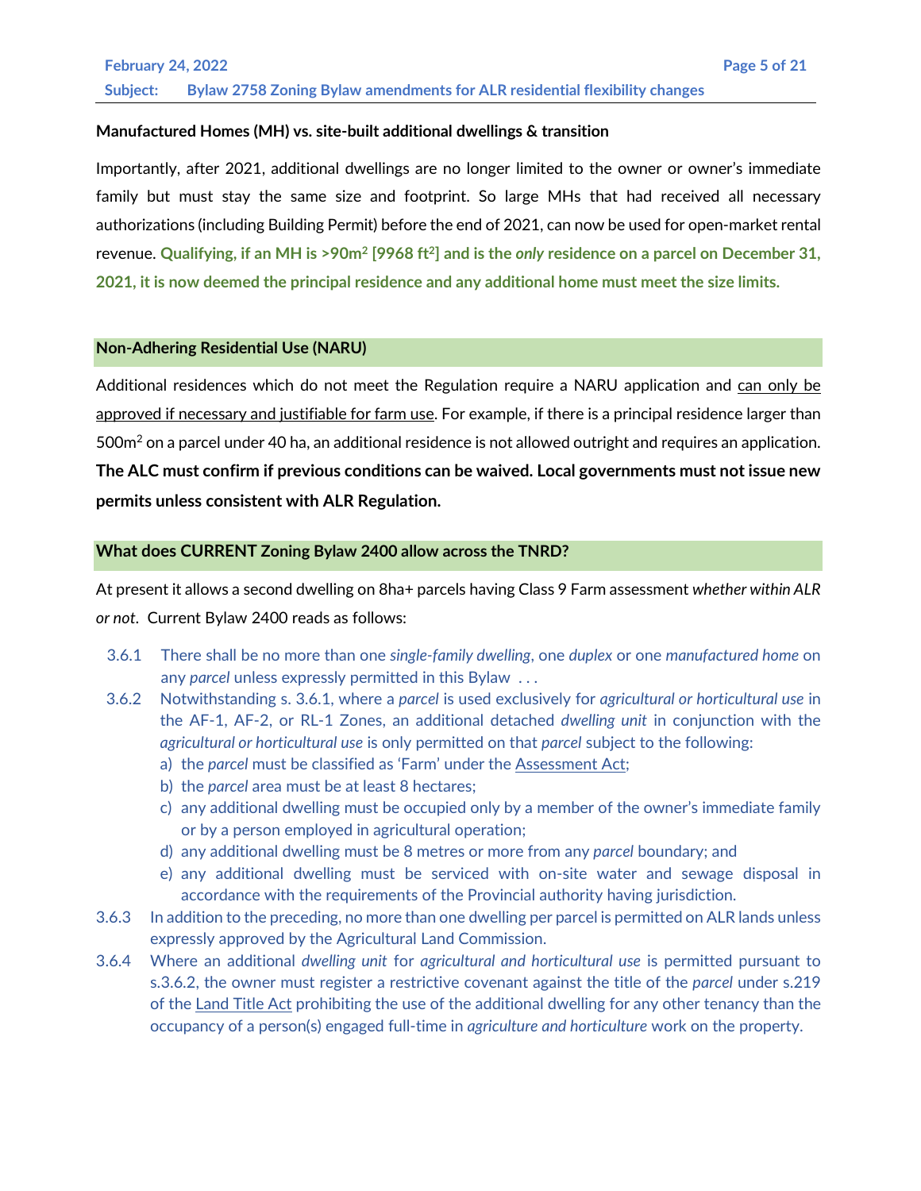**Manufactured Homes (MH) vs. site-built additional dwellings & transition**

Importantly, after 2021, additional dwellings are no longer limited to the owner or owner's immediate family but must stay the same size and footprint. So large MHs that had received all necessary authorizations (including Building Permit) before the end of 2021, can now be used for open-market rental revenue. **Qualifying, if an MH is >90m$^2$ [9968 ft$^2$] and is the *only* residence on a parcel on December 31, 2021, it is now deemed the principal residence and any additional home must meet the size limits.**

## Non-Adhering Residential Use (NARU)

Additional residences which do not meet the Regulation require a NARU application and can only be approved if necessary and justifiable for farm use. For example, if there is a principal residence larger than 500m$^2$ on a parcel under 40 ha, an additional residence is not allowed outright and requires an application. **The ALC must confirm if previous conditions can be waived. Local governments must not issue new permits unless consistent with ALR Regulation.**

## What does CURRENT Zoning Bylaw 2400 allow across the TNRD?

At present it allows a second dwelling on 8ha+ parcels having Class 9 Farm assessment *whether within ALR or not*. Current Bylaw 2400 reads as follows:

3.6.1 There shall be no more than one *single-family dwelling*, one *duplex* or one *manufactured home* on any *parcel* unless expressly permitted in this Bylaw . . .

3.6.2 Notwithstanding s. 3.6.1, where a *parcel* is used exclusively for *agricultural or horticultural use* in the AF-1, AF-2, or RL-1 Zones, an additional detached *dwelling unit* in conjunction with the *agricultural or horticultural use* is only permitted on that *parcel* subject to the following:

a) the *parcel* must be classified as 'Farm' under the Assessment Act;
b) the *parcel* area must be at least 8 hectares;
c) any additional dwelling must be occupied only by a member of the owner's immediate family or by a person employed in agricultural operation;
d) any additional dwelling must be 8 metres or more from any *parcel* boundary; and
e) any additional dwelling must be serviced with on-site water and sewage disposal in accordance with the requirements of the Provincial authority having jurisdiction.

3.6.3 In addition to the preceding, no more than one dwelling per parcel is permitted on ALR lands unless expressly approved by the Agricultural Land Commission.

3.6.4 Where an additional *dwelling unit* for *agricultural and horticultural use* is permitted pursuant to s.3.6.2, the owner must register a restrictive covenant against the title of the *parcel* under s.219 of the Land Title Act prohibiting the use of the additional dwelling for any other tenancy than the occupancy of a person(s) engaged full-time in *agriculture and horticulture* work on the property.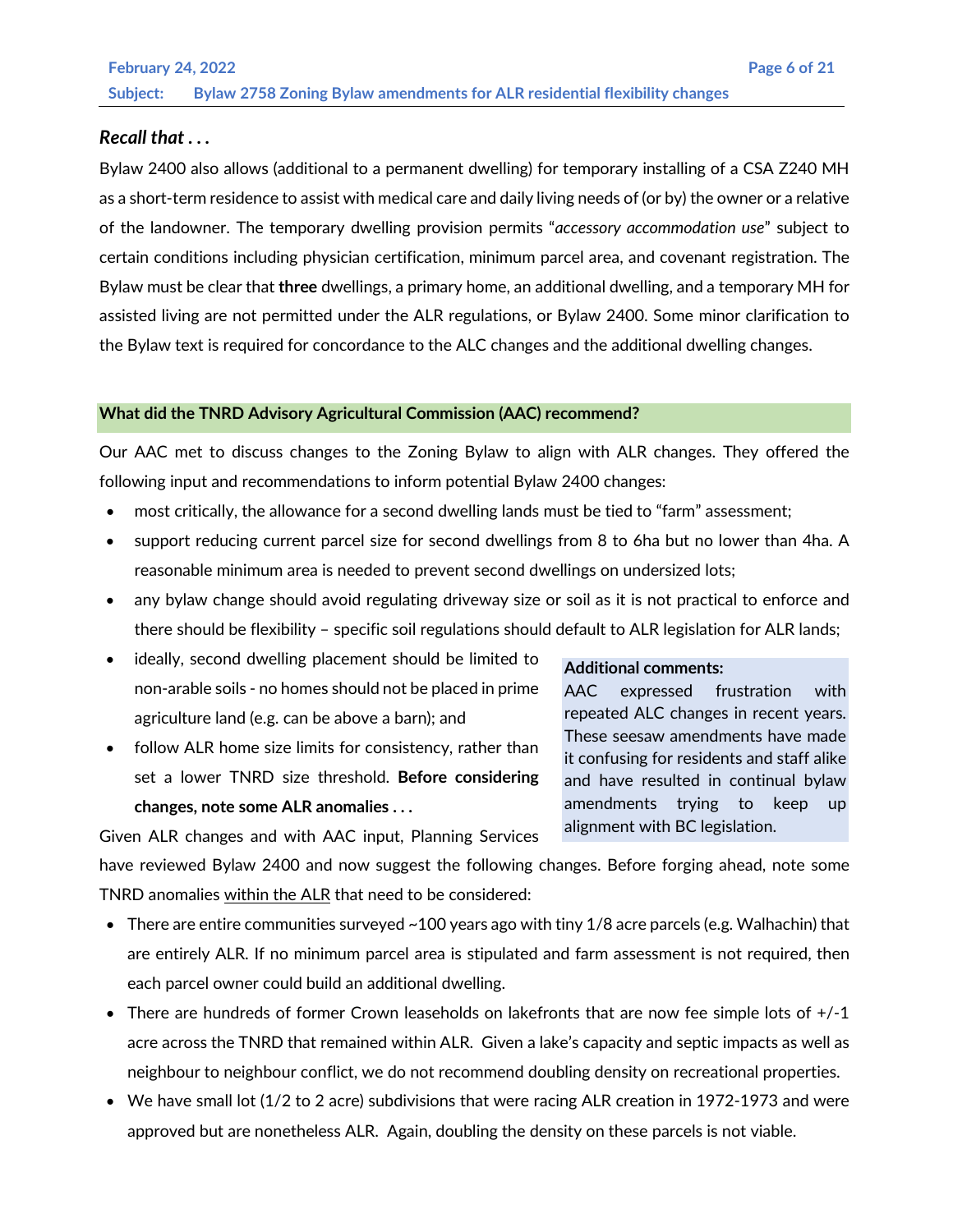### *Recall that . . .*

Bylaw 2400 also allows (additional to a permanent dwelling) for temporary installing of a CSA Z240 MH as a short-term residence to assist with medical care and daily living needs of (or by) the owner or a relative of the landowner. The temporary dwelling provision permits "*accessory accommodation use*" subject to certain conditions including physician certification, minimum parcel area, and covenant registration. The Bylaw must be clear that **three** dwellings, a primary home, an additional dwelling, and a temporary MH for assisted living are not permitted under the ALR regulations, or Bylaw 2400. Some minor clarification to the Bylaw text is required for concordance to the ALC changes and the additional dwelling changes.

### What did the TNRD Advisory Agricultural Commission (AAC) recommend?

Our AAC met to discuss changes to the Zoning Bylaw to align with ALR changes. They offered the following input and recommendations to inform potential Bylaw 2400 changes:

- most critically, the allowance for a second dwelling lands must be tied to "farm" assessment;
- support reducing current parcel size for second dwellings from 8 to 6ha but no lower than 4ha. A reasonable minimum area is needed to prevent second dwellings on undersized lots;
- any bylaw change should avoid regulating driveway size or soil as it is not practical to enforce and there should be flexibility – specific soil regulations should default to ALR legislation for ALR lands;
- ideally, second dwelling placement should be limited to non-arable soils - no homes should not be placed in prime agriculture land (e.g. can be above a barn); and
- follow ALR home size limits for consistency, rather than set a lower TNRD size threshold. **Before considering changes, note some ALR anomalies . . .**

**Additional comments:**
AAC expressed frustration with repeated ALC changes in recent years. These seesaw amendments have made it confusing for residents and staff alike and have resulted in continual bylaw amendments trying to keep up alignment with BC legislation.

Given ALR changes and with AAC input, Planning Services have reviewed Bylaw 2400 and now suggest the following changes. Before forging ahead, note some TNRD anomalies <u>within the ALR</u> that need to be considered:

- There are entire communities surveyed ~100 years ago with tiny 1/8 acre parcels (e.g. Walhachin) that are entirely ALR. If no minimum parcel area is stipulated and farm assessment is not required, then each parcel owner could build an additional dwelling.
- There are hundreds of former Crown leaseholds on lakefronts that are now fee simple lots of +/-1 acre across the TNRD that remained within ALR. Given a lake's capacity and septic impacts as well as neighbour to neighbour conflict, we do not recommend doubling density on recreational properties.
- We have small lot (1/2 to 2 acre) subdivisions that were racing ALR creation in 1972-1973 and were approved but are nonetheless ALR. Again, doubling the density on these parcels is not viable.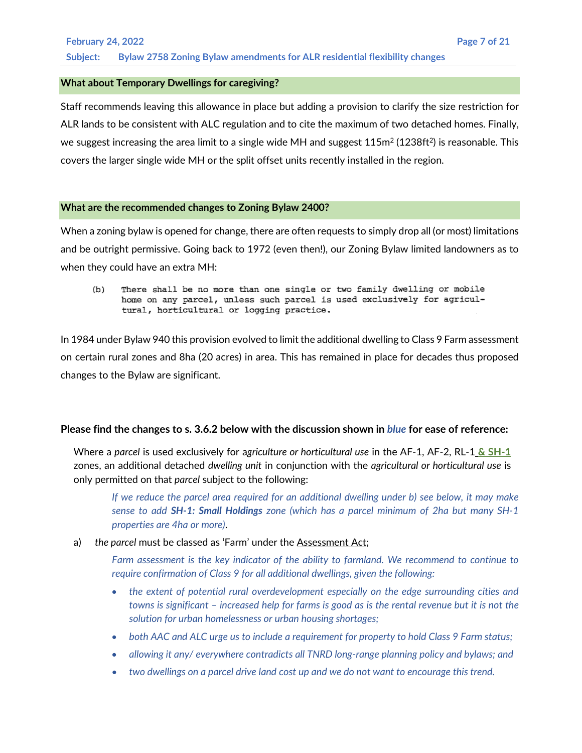## What about Temporary Dwellings for caregiving?

Staff recommends leaving this allowance in place but adding a provision to clarify the size restriction for ALR lands to be consistent with ALC regulation and to cite the maximum of two detached homes. Finally, we suggest increasing the area limit to a single wide MH and suggest 115m$^2$ (1238ft$^2$) is reasonable. This covers the larger single wide MH or the split offset units recently installed in the region.

## What are the recommended changes to Zoning Bylaw 2400?

When a zoning bylaw is opened for change, there are often requests to simply drop all (or most) limitations and be outright permissive. Going back to 1972 (even then!), our Zoning Bylaw limited landowners as to when they could have an extra MH:

> (b) There shall be no more than one single or two family dwelling or mobile home on any parcel, unless such parcel is used exclusively for agricultural, horticultural or logging practice.

In 1984 under Bylaw 940 this provision evolved to limit the additional dwelling to Class 9 Farm assessment on certain rural zones and 8ha (20 acres) in area. This has remained in place for decades thus proposed changes to the Bylaw are significant.

**Please find the changes to s. 3.6.2 below with the discussion shown in *blue* for ease of reference:**

Where a *parcel* is used exclusively for *agriculture or horticultural use* in the AF-1, AF-2, RL-1 **& SH-1** zones, an additional detached *dwelling unit* in conjunction with the *agricultural or horticultural use* is only permitted on that *parcel* subject to the following:

*If we reduce the parcel area required for an additional dwelling under b) see below, it may make sense to add **SH-1: Small Holdings** zone (which has a parcel minimum of 2ha but many SH-1 properties are 4ha or more).*

a) *the parcel* must be classed as 'Farm' under the Assessment Act;

*Farm assessment is the key indicator of the ability to farmland. We recommend to continue to require confirmation of Class 9 for all additional dwellings, given the following:*

- *the extent of potential rural overdevelopment especially on the edge surrounding cities and towns is significant – increased help for farms is good as is the rental revenue but it is not the solution for urban homelessness or urban housing shortages;*
- *both AAC and ALC urge us to include a requirement for property to hold Class 9 Farm status;*
- *allowing it any/ everywhere contradicts all TNRD long-range planning policy and bylaws; and*
- *two dwellings on a parcel drive land cost up and we do not want to encourage this trend.*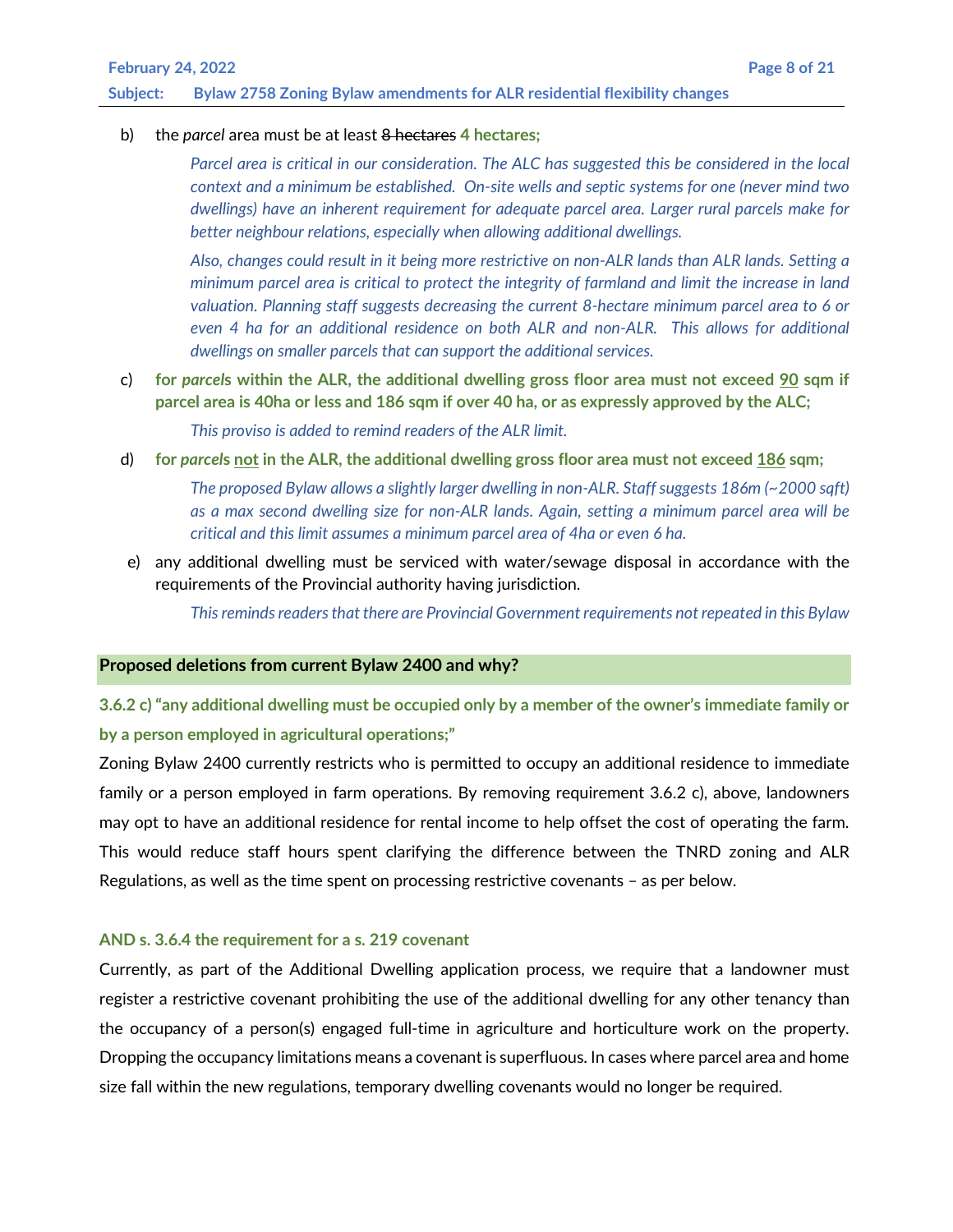b) the *parcel* area must be at least ~~8 hectares~~ **4 hectares;**

> *Parcel area is critical in our consideration. The ALC has suggested this be considered in the local context and a minimum be established. On-site wells and septic systems for one (never mind two dwellings) have an inherent requirement for adequate parcel area. Larger rural parcels make for better neighbour relations, especially when allowing additional dwellings.*
>
> *Also, changes could result in it being more restrictive on non-ALR lands than ALR lands. Setting a minimum parcel area is critical to protect the integrity of farmland and limit the increase in land valuation. Planning staff suggests decreasing the current 8-hectare minimum parcel area to 6 or even 4 ha for an additional residence on both ALR and non-ALR. This allows for additional dwellings on smaller parcels that can support the additional services.*

c) **for *parcels* within the ALR, the additional dwelling gross floor area must not exceed <u>90</u> sqm if parcel area is 40ha or less and 186 sqm if over 40 ha, or as expressly approved by the ALC;**

> *This proviso is added to remind readers of the ALR limit.*

d) **for *parcels* <u>not</u> in the ALR, the additional dwelling gross floor area must not exceed <u>186</u> sqm;**

> *The proposed Bylaw allows a slightly larger dwelling in non-ALR. Staff suggests 186m (~2000 sqft) as a max second dwelling size for non-ALR lands. Again, setting a minimum parcel area will be critical and this limit assumes a minimum parcel area of 4ha or even 6 ha.*

e) any additional dwelling must be serviced with water/sewage disposal in accordance with the requirements of the Provincial authority having jurisdiction.

> *This reminds readers that there are Provincial Government requirements not repeated in this Bylaw*

## Proposed deletions from current Bylaw 2400 and why?

### 3.6.2 c) "any additional dwelling must be occupied only by a member of the owner's immediate family or by a person employed in agricultural operations;"

Zoning Bylaw 2400 currently restricts who is permitted to occupy an additional residence to immediate family or a person employed in farm operations. By removing requirement 3.6.2 c), above, landowners may opt to have an additional residence for rental income to help offset the cost of operating the farm. This would reduce staff hours spent clarifying the difference between the TNRD zoning and ALR Regulations, as well as the time spent on processing restrictive covenants – as per below.

### AND s. 3.6.4 the requirement for a s. 219 covenant

Currently, as part of the Additional Dwelling application process, we require that a landowner must register a restrictive covenant prohibiting the use of the additional dwelling for any other tenancy than the occupancy of a person(s) engaged full-time in agriculture and horticulture work on the property. Dropping the occupancy limitations means a covenant is superfluous. In cases where parcel area and home size fall within the new regulations, temporary dwelling covenants would no longer be required.